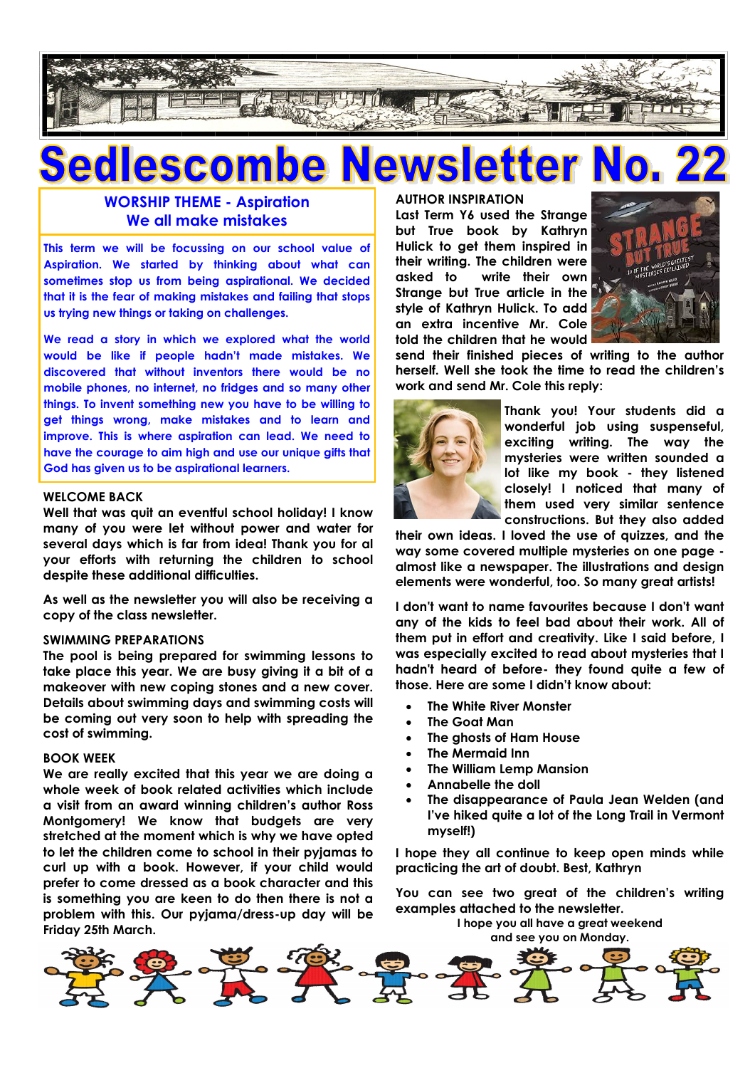# Sedlescombe Newsletter No. 22

## WORSHIP THEME - Aspiration
## We all make mistakes

This term we will be focussing on our school value of Aspiration. We started by thinking about what can sometimes stop us from being aspirational. We decided that it is the fear of making mistakes and failing that stops us trying new things or taking on challenges.

We read a story in which we explored what the world would be like if people hadn't made mistakes. We discovered that without inventors there would be no mobile phones, no internet, no fridges and so many other things. To invent something new you have to be willing to get things wrong, make mistakes and to learn and improve. This is where aspiration can lead. We need to have the courage to aim high and use our unique gifts that God has given us to be aspirational learners.

### WELCOME BACK

Well that was quit an eventful school holiday! I know many of you were let without power and water for several days which is far from idea! Thank you for al your efforts with returning the children to school despite these additional difficulties.

As well as the newsletter you will also be receiving a copy of the class newsletter.

### SWIMMING PREPARATIONS

The pool is being prepared for swimming lessons to take place this year. We are busy giving it a bit of a makeover with new coping stones and a new cover. Details about swimming days and swimming costs will be coming out very soon to help with spreading the cost of swimming.

### BOOK WEEK

We are really excited that this year we are doing a whole week of book related activities which include a visit from an award winning children's author Ross Montgomery! We know that budgets are very stretched at the moment which is why we have opted to let the children come to school in their pyjamas to curl up with a book. However, if your child would prefer to come dressed as a book character and this is something you are keen to do then there is not a problem with this. Our pyjama/dress-up day will be Friday 25th March.

### AUTHOR INSPIRATION

Last Term Y6 used the Strange but True book by Kathryn Hulick to get them inspired in their writing. The children were asked to write their own Strange but True article in the style of Kathryn Hulick. To add an extra incentive Mr. Cole told the children that he would send their finished pieces of writing to the author herself. Well she took the time to read the children's work and send Mr. Cole this reply:

Thank you! Your students did a wonderful job using suspenseful, exciting writing. The way the mysteries were written sounded a lot like my book - they listened closely! I noticed that many of them used very similar sentence constructions. But they also added their own ideas. I loved the use of quizzes, and the way some covered multiple mysteries on one page - almost like a newspaper. The illustrations and design elements were wonderful, too. So many great artists!

I don't want to name favourites because I don't want any of the kids to feel bad about their work. All of them put in effort and creativity. Like I said before, I was especially excited to read about mysteries that I hadn't heard of before- they found quite a few of those. Here are some I didn't know about:

- The White River Monster
- The Goat Man
- The ghosts of Ham House
- The Mermaid Inn
- The William Lemp Mansion
- Annabelle the doll
- The disappearance of Paula Jean Welden (and I've hiked quite a lot of the Long Trail in Vermont myself!)

I hope they all continue to keep open minds while practicing the art of doubt. Best, Kathryn

You can see two great of the children's writing examples attached to the newsletter.

I hope you all have a great weekend
and see you on Monday.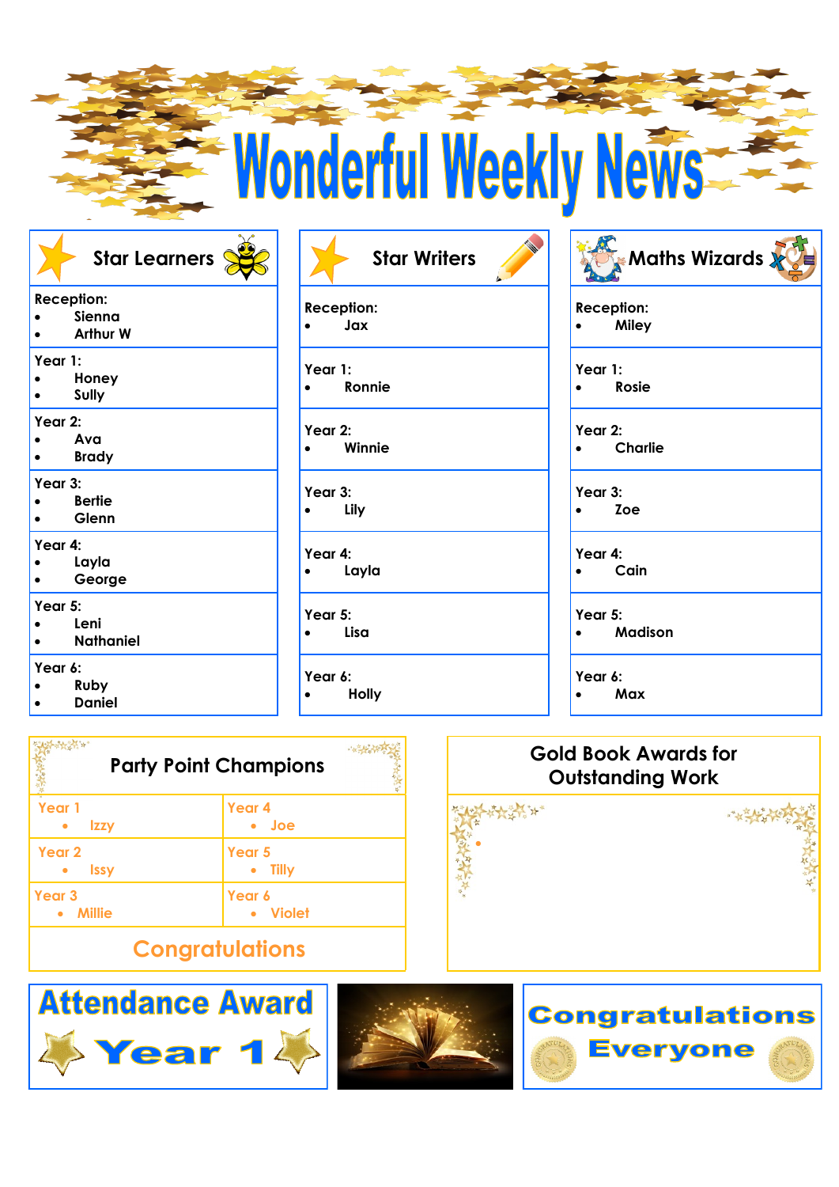# Wonderful Weekly News

## Star Learners

**Reception:**
- Sienna
- Arthur W

**Year 1:**
- Honey
- Sully

**Year 2:**
- Ava
- Brady

**Year 3:**
- Bertie
- Glenn

**Year 4:**
- Layla
- George

**Year 5:**
- Leni
- Nathaniel

**Year 6:**
- Ruby
- Daniel

## Star Writers

**Reception:**
- Jax

**Year 1:**
- Ronnie

**Year 2:**
- Winnie

**Year 3:**
- Lily

**Year 4:**
- Layla

**Year 5:**
- Lisa

**Year 6:**
- Holly

## Maths Wizards

**Reception:**
- Miley

**Year 1:**
- Rosie

**Year 2:**
- Charlie

**Year 3:**
- Zoe

**Year 4:**
- Cain

**Year 5:**
- Madison

**Year 6:**
- Max

## Party Point Champions

| | |
|---|---|
| Year 1<br>• Izzy | Year 4<br>• Joe |
| Year 2<br>• Issy | Year 5<br>• Tilly |
| Year 3<br>• Millie | Year 6<br>• Violet |

Congratulations

## Gold Book Awards for Outstanding Work

## Attendance Award

Year 1

## Congratulations Everyone